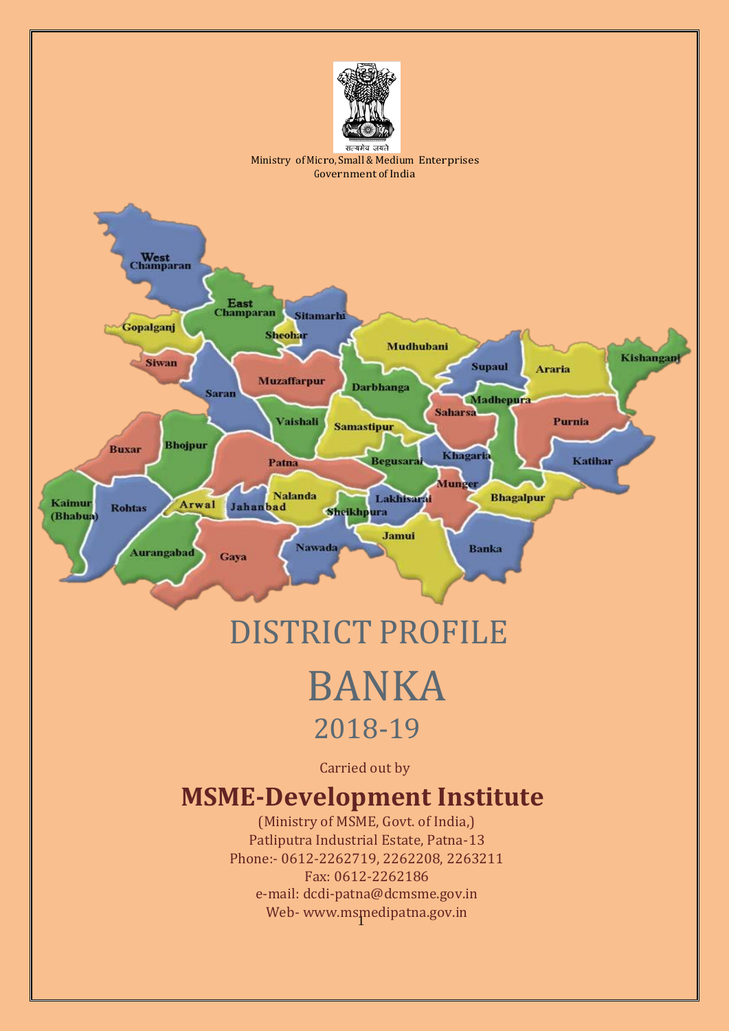Ministry of Micro, Small & Medium Enterprises
Government of India

# DISTRICT PROFILE

# BANKA

## 2018-19

Carried out by

## MSME-Development Institute

(Ministry of MSME, Govt. of India,)
Patliputra Industrial Estate, Patna-13
Phone:- 0612-2262719, 2262208, 2263211
Fax: 0612-2262186
e-mail: dcdi-patna@dcmsme.gov.in
Web- www.msmedipatna.gov.in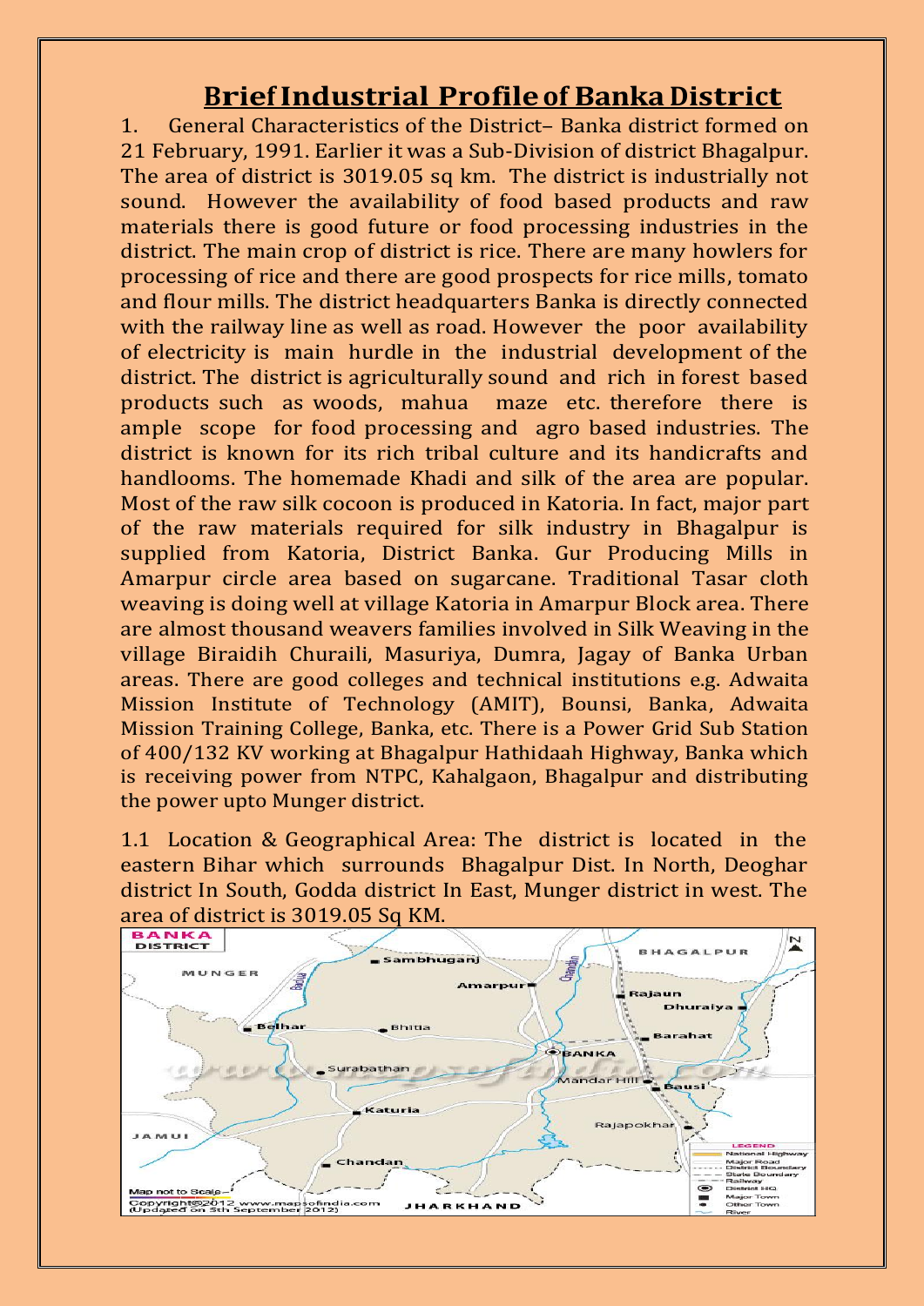# Brief Industrial Profile of Banka District

1. General Characteristics of the District– Banka district formed on 21 February, 1991. Earlier it was a Sub-Division of district Bhagalpur. The area of district is 3019.05 sq km. The district is industrially not sound. However the availability of food based products and raw materials there is good future or food processing industries in the district. The main crop of district is rice. There are many howlers for processing of rice and there are good prospects for rice mills, tomato and flour mills. The district headquarters Banka is directly connected with the railway line as well as road. However the poor availability of electricity is main hurdle in the industrial development of the district. The district is agriculturally sound and rich in forest based products such as woods, mahua maze etc. therefore there is ample scope for food processing and agro based industries. The district is known for its rich tribal culture and its handicrafts and handlooms. The homemade Khadi and silk of the area are popular. Most of the raw silk cocoon is produced in Katoria. In fact, major part of the raw materials required for silk industry in Bhagalpur is supplied from Katoria, District Banka. Gur Producing Mills in Amarpur circle area based on sugarcane. Traditional Tasar cloth weaving is doing well at village Katoria in Amarpur Block area. There are almost thousand weavers families involved in Silk Weaving in the village Biraidih Churaili, Masuriya, Dumra, Jagay of Banka Urban areas. There are good colleges and technical institutions e.g. Adwaita Mission Institute of Technology (AMIT), Bounsi, Banka, Adwaita Mission Training College, Banka, etc. There is a Power Grid Sub Station of 400/132 KV working at Bhagalpur Hathidaah Highway, Banka which is receiving power from NTPC, Kahalgaon, Bhagalpur and distributing the power upto Munger district.

1.1 Location & Geographical Area: The district is located in the eastern Bihar which surrounds Bhagalpur Dist. In North, Deoghar district In South, Godda district In East, Munger district in west. The area of district is 3019.05 Sq KM.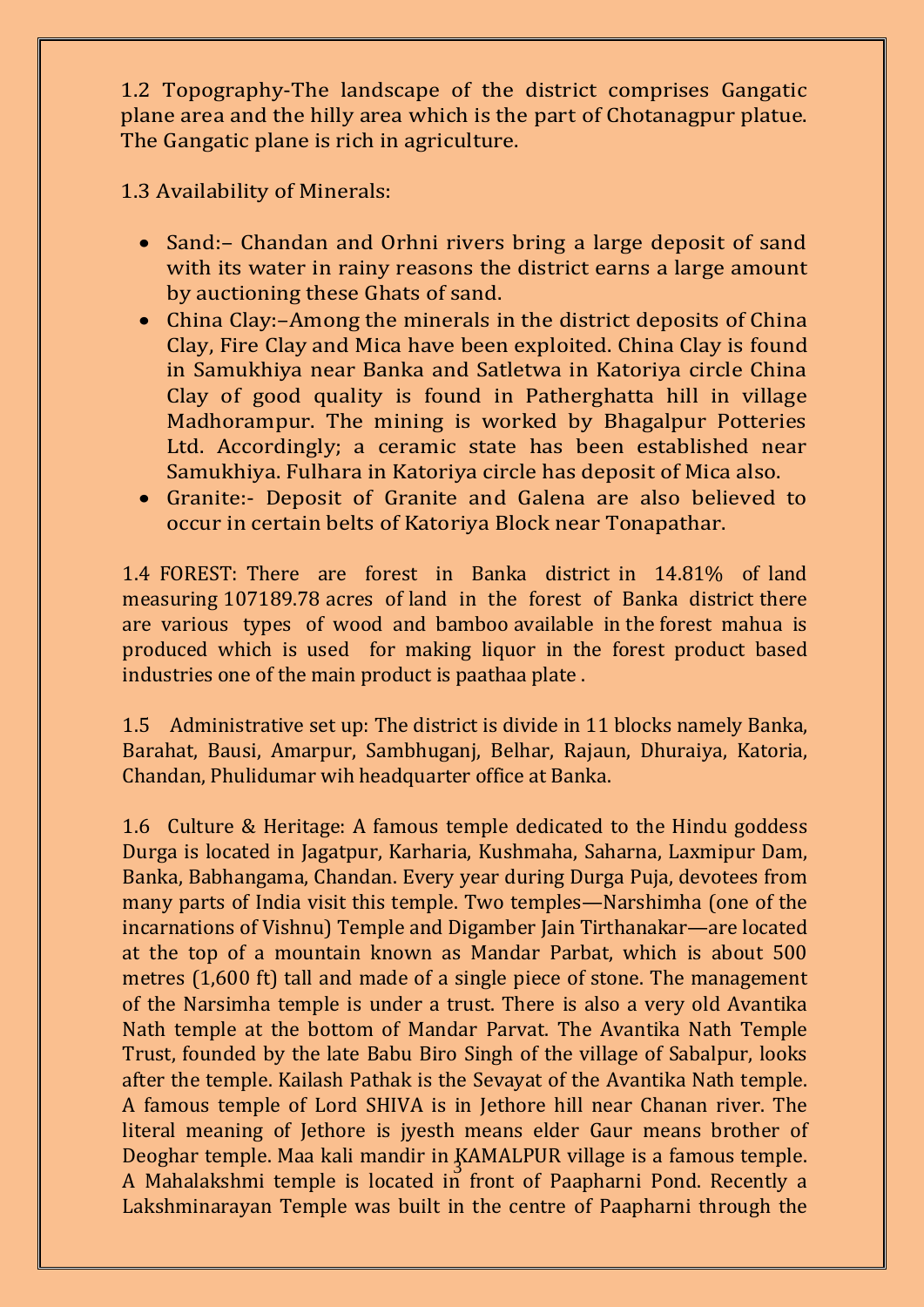1.2 Topography-The landscape of the district comprises Gangatic plane area and the hilly area which is the part of Chotanagpur platue. The Gangatic plane is rich in agriculture.

1.3 Availability of Minerals:

- Sand:– Chandan and Orhni rivers bring a large deposit of sand with its water in rainy reasons the district earns a large amount by auctioning these Ghats of sand.
- China Clay:–Among the minerals in the district deposits of China Clay, Fire Clay and Mica have been exploited. China Clay is found in Samukhiya near Banka and Satletwa in Katoriya circle China Clay of good quality is found in Patherghatta hill in village Madhorampur. The mining is worked by Bhagalpur Potteries Ltd. Accordingly; a ceramic state has been established near Samukhiya. Fulhara in Katoriya circle has deposit of Mica also.
- Granite:- Deposit of Granite and Galena are also believed to occur in certain belts of Katoriya Block near Tonapathar.

1.4 FOREST: There are forest in Banka district in 14.81% of land measuring 107189.78 acres of land in the forest of Banka district there are various types of wood and bamboo available in the forest mahua is produced which is used for making liquor in the forest product based industries one of the main product is paathaa plate .

1.5 Administrative set up: The district is divide in 11 blocks namely Banka, Barahat, Bausi, Amarpur, Sambhuganj, Belhar, Rajaun, Dhuraiya, Katoria, Chandan, Phulidumar wih headquarter office at Banka.

1.6 Culture & Heritage: A famous temple dedicated to the Hindu goddess Durga is located in Jagatpur, Karharia, Kushmaha, Saharna, Laxmipur Dam, Banka, Babhangama, Chandan. Every year during Durga Puja, devotees from many parts of India visit this temple. Two temples—Narshimha (one of the incarnations of Vishnu) Temple and Digamber Jain Tirthanakar—are located at the top of a mountain known as Mandar Parbat, which is about 500 metres (1,600 ft) tall and made of a single piece of stone. The management of the Narsimha temple is under a trust. There is also a very old Avantika Nath temple at the bottom of Mandar Parvat. The Avantika Nath Temple Trust, founded by the late Babu Biro Singh of the village of Sabalpur, looks after the temple. Kailash Pathak is the Sevayat of the Avantika Nath temple. A famous temple of Lord SHIVA is in Jethore hill near Chanan river. The literal meaning of Jethore is jyesth means elder Gaur means brother of Deoghar temple. Maa kali mandir in KAMALPUR village is a famous temple. A Mahalakshmi temple is located in front of Paapharni Pond. Recently a Lakshminarayan Temple was built in the centre of Paapharni through the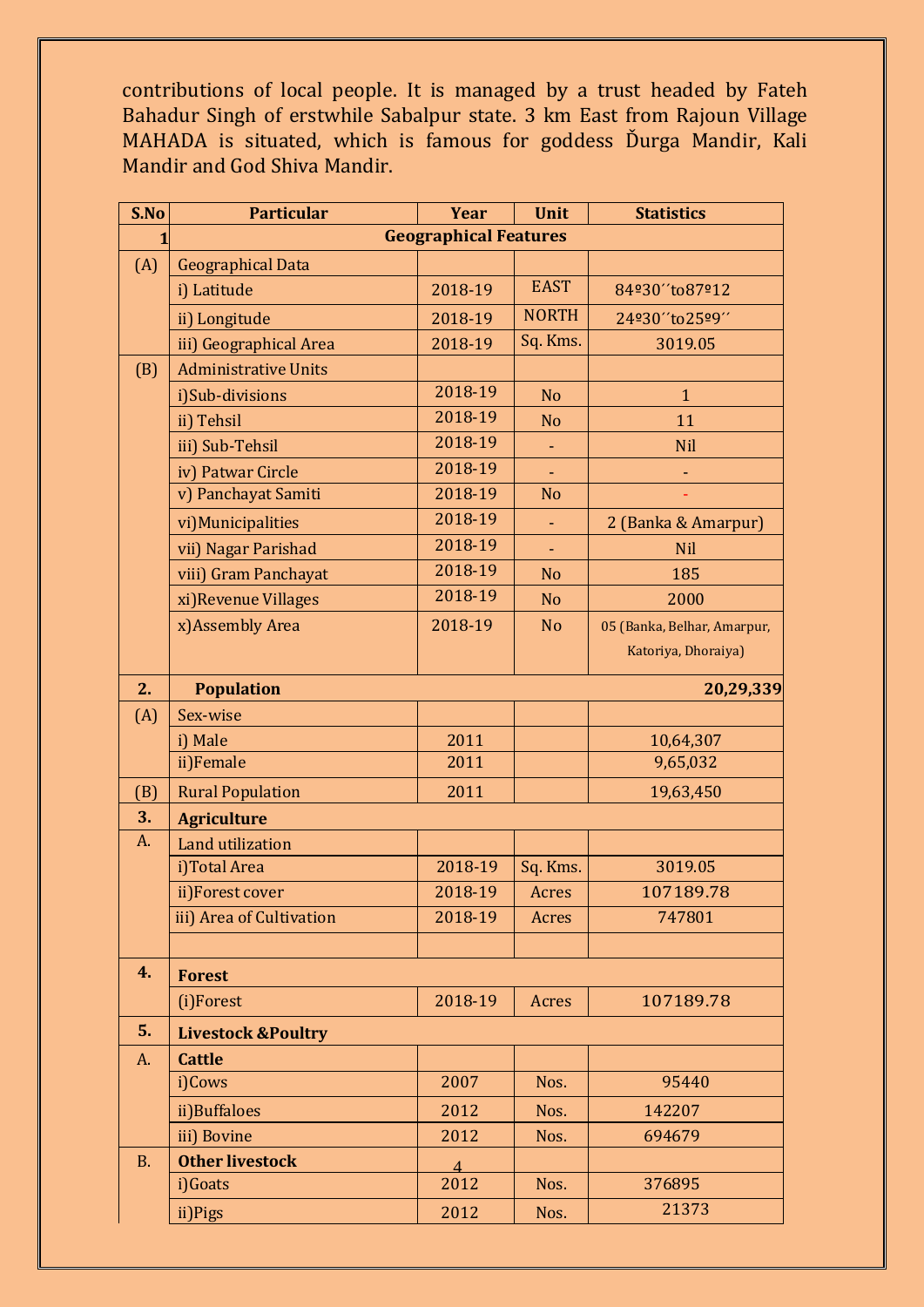contributions of local people. It is managed by a trust headed by Fateh Bahadur Singh of erstwhile Sabalpur state. 3 km East from Rajoun Village MAHADA is situated, which is famous for goddess Ďurga Mandir, Kali Mandir and God Shiva Mandir.

| S.No | Particular | Year | Unit | Statistics |
|---|---|---|---|---|
| 1 | **Geographical Features** | | | |
| (A) | Geographical Data | | | |
| | i) Latitude | 2018-19 | EAST | 84º30´´to87º12 |
| | ii) Longitude | 2018-19 | NORTH | 24º30´´to25º9´´ |
| | iii) Geographical Area | 2018-19 | Sq. Kms. | 3019.05 |
| (B) | Administrative Units | | | |
| | i)Sub-divisions | 2018-19 | No | 1 |
| | ii) Tehsil | 2018-19 | No | 11 |
| | iii) Sub-Tehsil | 2018-19 | - | Nil |
| | iv) Patwar Circle | 2018-19 | - | - |
| | v) Panchayat Samiti | 2018-19 | No | - |
| | vi)Municipalities | 2018-19 | - | 2 (Banka & Amarpur) |
| | vii) Nagar Parishad | 2018-19 | - | Nil |
| | viii) Gram Panchayat | 2018-19 | No | 185 |
| | xi)Revenue Villages | 2018-19 | No | 2000 |
| | x)Assembly Area | 2018-19 | No | 05 (Banka, Belhar, Amarpur, Katoriya, Dhoraiya) |
| 2. | **Population** | | | **20,29,339** |
| (A) | Sex-wise | | | |
| | i) Male | 2011 | | 10,64,307 |
| | ii)Female | 2011 | | 9,65,032 |
| (B) | Rural Population | 2011 | | 19,63,450 |
| 3. | **Agriculture** | | | |
| A. | Land utilization | | | |
| | i)Total Area | 2018-19 | Sq. Kms. | 3019.05 |
| | ii)Forest cover | 2018-19 | Acres | 107189.78 |
| | iii) Area of Cultivation | 2018-19 | Acres | 747801 |
| | | | | |
| 4. | **Forest** | | | |
| | (i)Forest | 2018-19 | Acres | 107189.78 |
| 5. | **Livestock &Poultry** | | | |
| A. | **Cattle** | | | |
| | i)Cows | 2007 | Nos. | 95440 |
| | ii)Buffaloes | 2012 | Nos. | 142207 |
| | iii) Bovine | 2012 | Nos. | 694679 |
| B. | **Other livestock** | | | |
| | i)Goats | 2012 | Nos. | 376895 |
| | ii)Pigs | 2012 | Nos. | 21373 |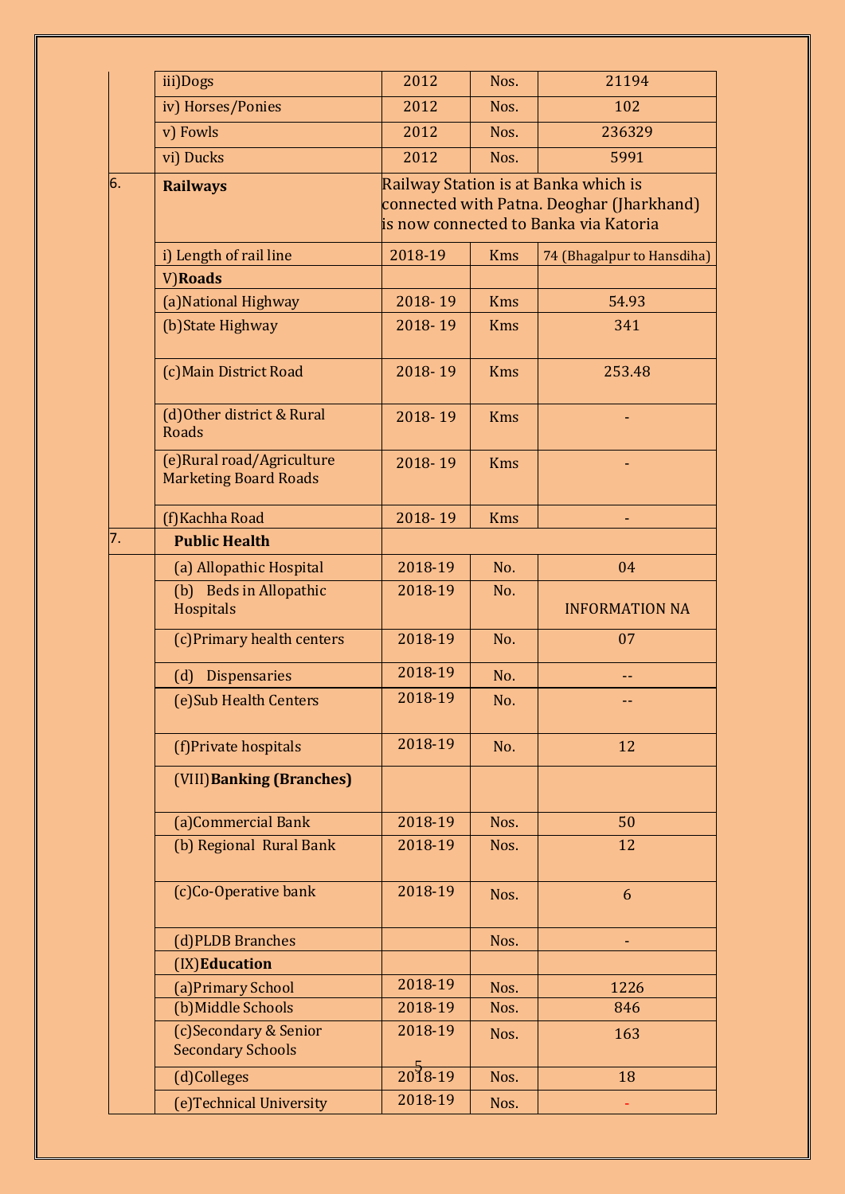| | | | | |
|---|---|---|---|---|
| | iii)Dogs | 2012 | Nos. | 21194 |
| | iv) Horses/Ponies | 2012 | Nos. | 102 |
| | v) Fowls | 2012 | Nos. | 236329 |
| | vi) Ducks | 2012 | Nos. | 5991 |
| 6. | **Railways** | Railway Station is at Banka which is connected with Patna. Deoghar (Jharkhand) is now connected to Banka via Katoria | | |
| | i) Length of rail line | 2018-19 | Kms | 74 (Bhagalpur to Hansdiha) |
| | V)**Roads** | | | |
| | (a)National Highway | 2018- 19 | Kms | 54.93 |
| | (b)State Highway | 2018- 19 | Kms | 341 |
| | (c)Main District Road | 2018- 19 | Kms | 253.48 |
| | (d)Other district & Rural Roads | 2018- 19 | Kms | - |
| | (e)Rural road/Agriculture Marketing Board Roads | 2018- 19 | Kms | - |
| | (f)Kachha Road | 2018- 19 | Kms | - |
| 7. | **Public Health** | | | |
| | (a) Allopathic Hospital | 2018-19 | No. | 04 |
| | (b) Beds in Allopathic Hospitals | 2018-19 | No. | INFORMATION NA |
| | (c)Primary health centers | 2018-19 | No. | 07 |
| | (d) Dispensaries | 2018-19 | No. | -- |
| | (e)Sub Health Centers | 2018-19 | No. | -- |
| | (f)Private hospitals | 2018-19 | No. | 12 |
| | (VIII)**Banking (Branches)** | | | |
| | (a)Commercial Bank | 2018-19 | Nos. | 50 |
| | (b) Regional Rural Bank | 2018-19 | Nos. | 12 |
| | (c)Co-Operative bank | 2018-19 | Nos. | 6 |
| | (d)PLDB Branches | | Nos. | - |
| | (IX)**Education** | | | |
| | (a)Primary School | 2018-19 | Nos. | 1226 |
| | (b)Middle Schools | 2018-19 | Nos. | 846 |
| | (c)Secondary & Senior Secondary Schools | 2018-19 | Nos. | 163 |
| | (d)Colleges | 2018-19 | Nos. | 18 |
| | (e)Technical University | 2018-19 | Nos. | - |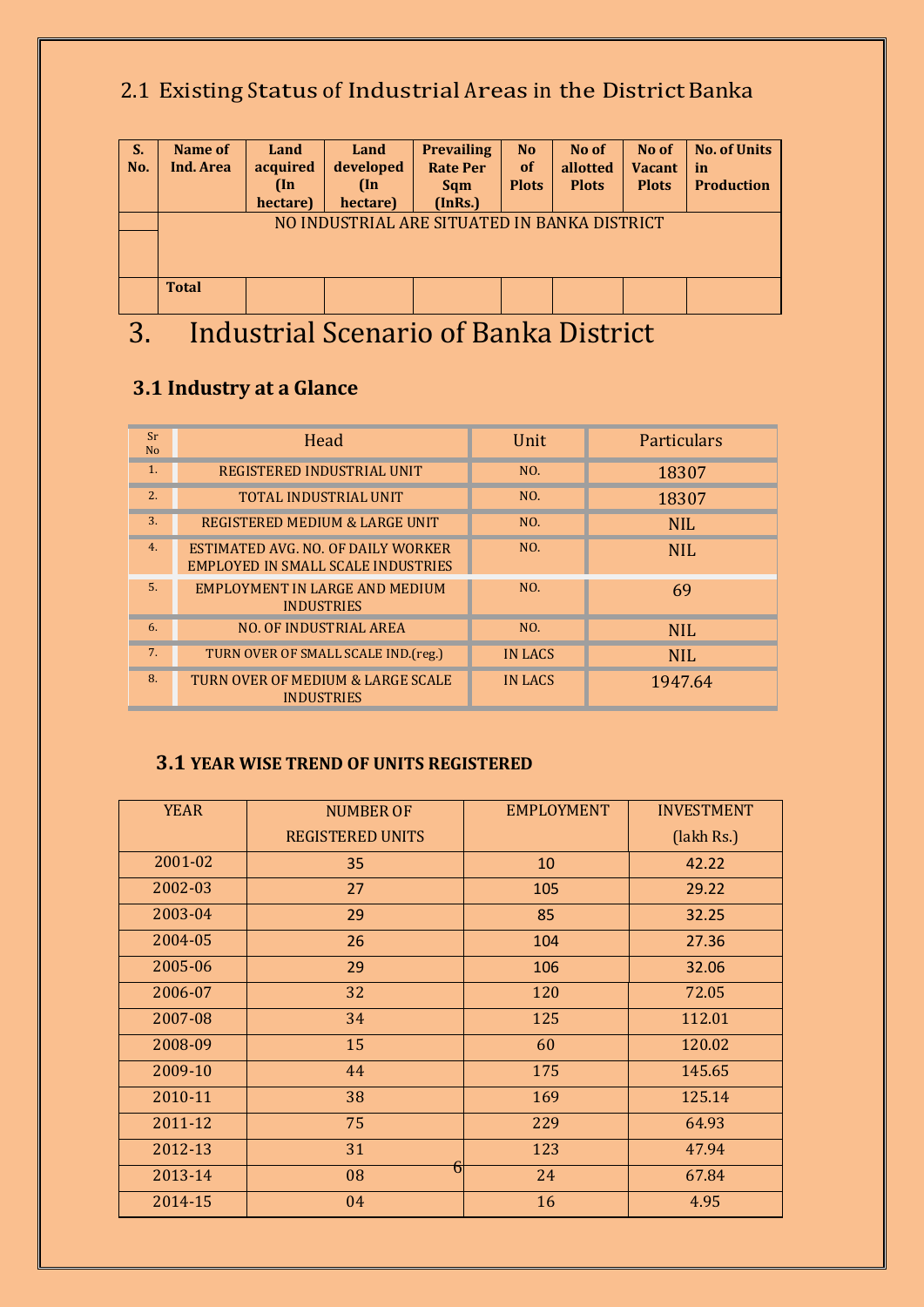## 2.1 Existing Status of Industrial Areas in the District Banka

| S. No. | Name of Ind. Area | Land acquired (In hectare) | Land developed (In hectare) | Prevailing Rate Per Sqm (InRs.) | No of Plots | No of allotted Plots | No of Vacant Plots | No. of Units in Production |
|---|---|---|---|---|---|---|---|---|
| | NO INDUSTRIAL ARE SITUATED IN BANKA DISTRICT | | | | | | | |
| | Total | | | | | | | |

# 3. Industrial Scenario of Banka District

## 3.1 Industry at a Glance

| Sr No | Head | Unit | Particulars |
|---|---|---|---|
| 1. | REGISTERED INDUSTRIAL UNIT | NO. | 18307 |
| 2. | TOTAL INDUSTRIAL UNIT | NO. | 18307 |
| 3. | REGISTERED MEDIUM & LARGE UNIT | NO. | NIL |
| 4. | ESTIMATED AVG. NO. OF DAILY WORKER EMPLOYED IN SMALL SCALE INDUSTRIES | NO. | NIL |
| 5. | EMPLOYMENT IN LARGE AND MEDIUM INDUSTRIES | NO. | 69 |
| 6. | NO. OF INDUSTRIAL AREA | NO. | NIL |
| 7. | TURN OVER OF SMALL SCALE IND.(reg.) | IN LACS | NIL |
| 8. | TURN OVER OF MEDIUM & LARGE SCALE INDUSTRIES | IN LACS | 1947.64 |

### 3.1 YEAR WISE TREND OF UNITS REGISTERED

| YEAR | NUMBER OF REGISTERED UNITS | EMPLOYMENT | INVESTMENT (lakh Rs.) |
|---|---|---|---|
| 2001-02 | 35 | 10 | 42.22 |
| 2002-03 | 27 | 105 | 29.22 |
| 2003-04 | 29 | 85 | 32.25 |
| 2004-05 | 26 | 104 | 27.36 |
| 2005-06 | 29 | 106 | 32.06 |
| 2006-07 | 32 | 120 | 72.05 |
| 2007-08 | 34 | 125 | 112.01 |
| 2008-09 | 15 | 60 | 120.02 |
| 2009-10 | 44 | 175 | 145.65 |
| 2010-11 | 38 | 169 | 125.14 |
| 2011-12 | 75 | 229 | 64.93 |
| 2012-13 | 31 | 123 | 47.94 |
| 2013-14 | 08 | 24 | 67.84 |
| 2014-15 | 04 | 16 | 4.95 |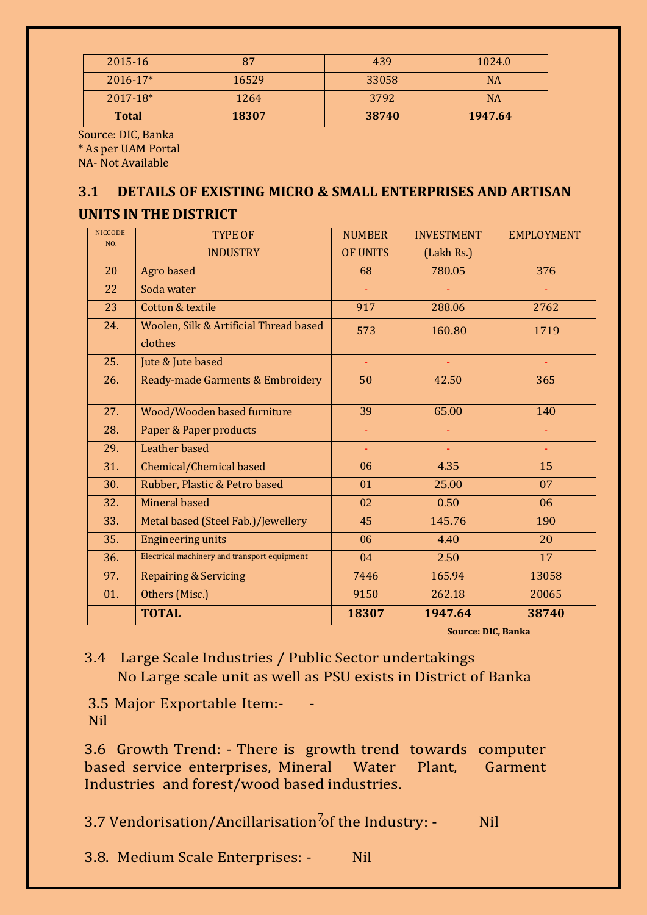| 2015-16 | 87 | 439 | 1024.0 |
|---|---|---|---|
| 2016-17* | 16529 | 33058 | NA |
| 2017-18* | 1264 | 3792 | NA |
| **Total** | **18307** | **38740** | **1947.64** |

Source: DIC, Banka
* As per UAM Portal
NA- Not Available

## 3.1 DETAILS OF EXISTING MICRO & SMALL ENTERPRISES AND ARTISAN UNITS IN THE DISTRICT

| NICCODE NO. | TYPE OF INDUSTRY | NUMBER OF UNITS | INVESTMENT (Lakh Rs.) | EMPLOYMENT |
|---|---|---|---|---|
| 20 | Agro based | 68 | 780.05 | 376 |
| 22 | Soda water | - | - | - |
| 23 | Cotton & textile | 917 | 288.06 | 2762 |
| 24. | Woolen, Silk & Artificial Thread based clothes | 573 | 160.80 | 1719 |
| 25. | Jute & Jute based | - | - | - |
| 26. | Ready-made Garments & Embroidery | 50 | 42.50 | 365 |
| 27. | Wood/Wooden based furniture | 39 | 65.00 | 140 |
| 28. | Paper & Paper products | - | - | - |
| 29. | Leather based | - | - | - |
| 31. | Chemical/Chemical based | 06 | 4.35 | 15 |
| 30. | Rubber, Plastic & Petro based | 01 | 25.00 | 07 |
| 32. | Mineral based | 02 | 0.50 | 06 |
| 33. | Metal based (Steel Fab.)/Jewellery | 45 | 145.76 | 190 |
| 35. | Engineering units | 06 | 4.40 | 20 |
| 36. | Electrical machinery and transport equipment | 04 | 2.50 | 17 |
| 97. | Repairing & Servicing | 7446 | 165.94 | 13058 |
| 01. | Others (Misc.) | 9150 | 262.18 | 20065 |
| | **TOTAL** | **18307** | **1947.64** | **38740** |

**Source: DIC, Banka**

3.4 Large Scale Industries / Public Sector undertakings
No Large scale unit as well as PSU exists in District of Banka

3.5 Major Exportable Item:- -
Nil

3.6 Growth Trend: - There is growth trend towards computer based service enterprises, Mineral Water Plant, Garment Industries and forest/wood based industries.

3.7 Vendorisation/Ancillarisation of the Industry: - Nil

3.8. Medium Scale Enterprises: - Nil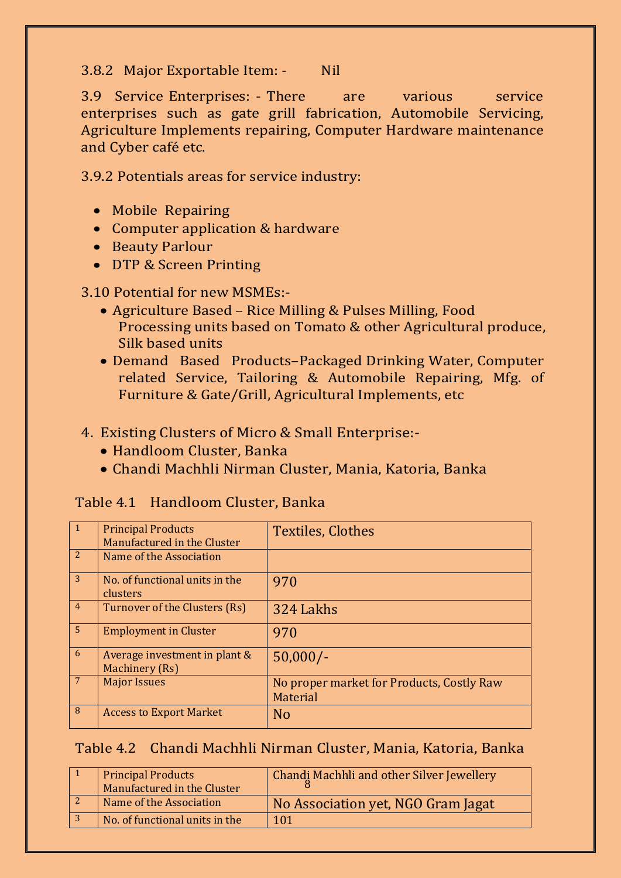3.8.2 Major Exportable Item: - Nil

3.9 Service Enterprises: - There are various service enterprises such as gate grill fabrication, Automobile Servicing, Agriculture Implements repairing, Computer Hardware maintenance and Cyber café etc.

3.9.2 Potentials areas for service industry:

- Mobile Repairing
- Computer application & hardware
- Beauty Parlour
- DTP & Screen Printing

3.10 Potential for new MSMEs:-

- Agriculture Based – Rice Milling & Pulses Milling, Food Processing units based on Tomato & other Agricultural produce, Silk based units
- Demand Based Products–Packaged Drinking Water, Computer related Service, Tailoring & Automobile Repairing, Mfg. of Furniture & Gate/Grill, Agricultural Implements, etc

4. Existing Clusters of Micro & Small Enterprise:-
   - Handloom Cluster, Banka
   - Chandi Machhli Nirman Cluster, Mania, Katoria, Banka

Table 4.1 Handloom Cluster, Banka

| | | |
|---|---|---|
| 1 | Principal Products Manufactured in the Cluster | Textiles, Clothes |
| 2 | Name of the Association | |
| 3 | No. of functional units in the clusters | 970 |
| 4 | Turnover of the Clusters (Rs) | 324 Lakhs |
| 5 | Employment in Cluster | 970 |
| 6 | Average investment in plant & Machinery (Rs) | 50,000/- |
| 7 | Major Issues | No proper market for Products, Costly Raw Material |
| 8 | Access to Export Market | No |

Table 4.2 Chandi Machhli Nirman Cluster, Mania, Katoria, Banka

| | | |
|---|---|---|
| 1 | Principal Products Manufactured in the Cluster | Chandi Machhli and other Silver Jewellery |
| 2 | Name of the Association | No Association yet, NGO Gram Jagat |
| 3 | No. of functional units in the | 101 |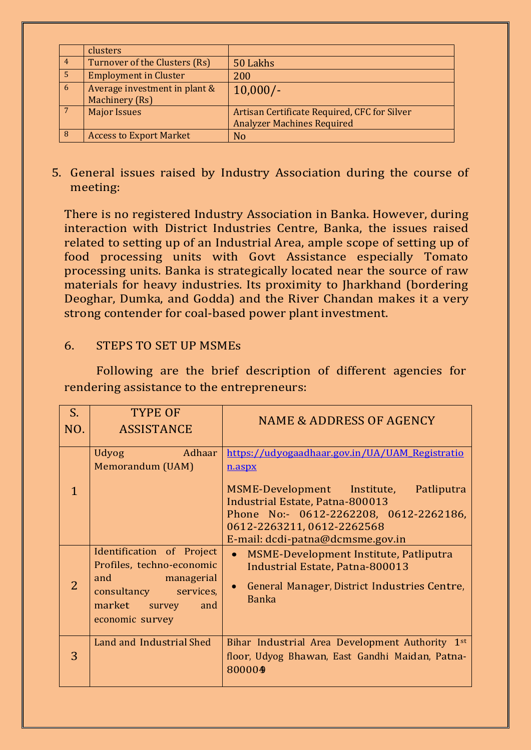|  | clusters |  |
|---|---|---|
| 4 | Turnover of the Clusters (Rs) | 50 Lakhs |
| 5 | Employment in Cluster | 200 |
| 6 | Average investment in plant & Machinery (Rs) | 10,000/- |
| 7 | Major Issues | Artisan Certificate Required, CFC for Silver Analyzer Machines Required |
| 8 | Access to Export Market | No |

5. General issues raised by Industry Association during the course of meeting:

There is no registered Industry Association in Banka. However, during interaction with District Industries Centre, Banka, the issues raised related to setting up of an Industrial Area, ample scope of setting up of food processing units with Govt Assistance especially Tomato processing units. Banka is strategically located near the source of raw materials for heavy industries. Its proximity to Jharkhand (bordering Deoghar, Dumka, and Godda) and the River Chandan makes it a very strong contender for coal-based power plant investment.

## 6. STEPS TO SET UP MSMEs

Following are the brief description of different agencies for rendering assistance to the entrepreneurs:

| S. NO. | TYPE OF ASSISTANCE | NAME & ADDRESS OF AGENCY |
|---|---|---|
| 1 | Udyog Adhaar Memorandum (UAM) | https://udyogaadhaar.gov.in/UA/UAM_Registration.aspx<br><br>MSME-Development Institute, Patliputra Industrial Estate, Patna-800013<br>Phone No:- 0612-2262208, 0612-2262186, 0612-2263211, 0612-2262568<br>E-mail: dcdi-patna@dcmsme.gov.in |
| 2 | Identification of Project Profiles, techno-economic and managerial consultancy services, market survey and economic survey | • MSME-Development Institute, Patliputra Industrial Estate, Patna-800013<br>• General Manager, District Industries Centre, Banka |
| 3 | Land and Industrial Shed | Bihar Industrial Area Development Authority 1st floor, Udyog Bhawan, East Gandhi Maidan, Patna-800004 |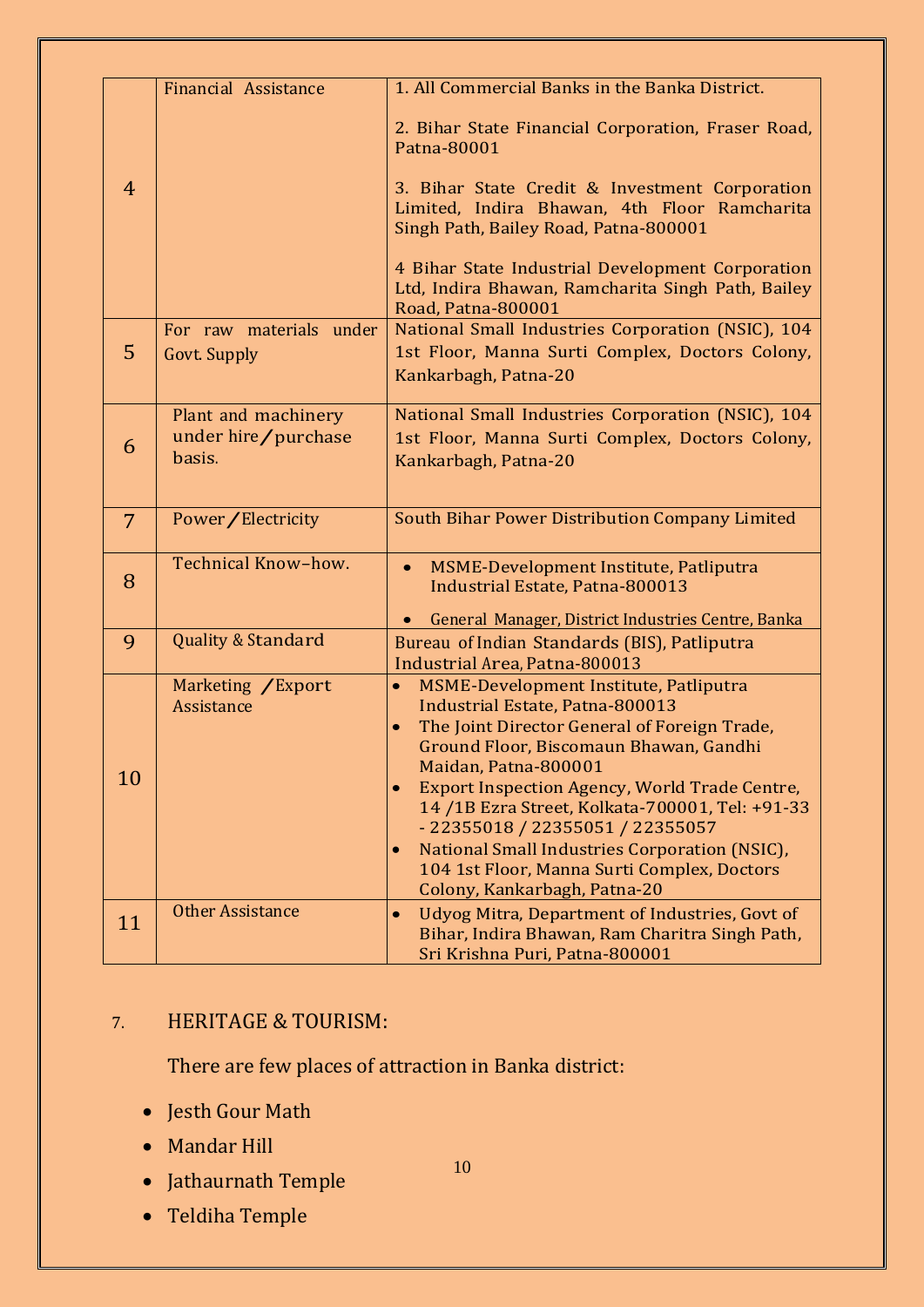| 4 | Financial Assistance | 1. All Commercial Banks in the Banka District.<br><br>2. Bihar State Financial Corporation, Fraser Road, Patna-80001<br><br>3. Bihar State Credit & Investment Corporation Limited, Indira Bhawan, 4th Floor Ramcharita Singh Path, Bailey Road, Patna-800001<br><br>4 Bihar State Industrial Development Corporation Ltd, Indira Bhawan, Ramcharita Singh Path, Bailey Road, Patna-800001 |
|---|---|---|
| 5 | For raw materials under Govt. Supply | National Small Industries Corporation (NSIC), 104 1st Floor, Manna Surti Complex, Doctors Colony, Kankarbagh, Patna-20 |
| 6 | Plant and machinery under hire/purchase basis. | National Small Industries Corporation (NSIC), 104 1st Floor, Manna Surti Complex, Doctors Colony, Kankarbagh, Patna-20 |
| 7 | Power/Electricity | South Bihar Power Distribution Company Limited |
| 8 | Technical Know–how. | • MSME-Development Institute, Patliputra Industrial Estate, Patna-800013<br>• General Manager, District Industries Centre, Banka |
| 9 | Quality & Standard | Bureau of Indian Standards (BIS), Patliputra Industrial Area, Patna-800013 |
| 10 | Marketing /Export Assistance | • MSME-Development Institute, Patliputra Industrial Estate, Patna-800013<br>• The Joint Director General of Foreign Trade, Ground Floor, Biscomaun Bhawan, Gandhi Maidan, Patna-800001<br>• Export Inspection Agency, World Trade Centre, 14 /1B Ezra Street, Kolkata-700001, Tel: +91-33 - 22355018 / 22355051 / 22355057<br>• National Small Industries Corporation (NSIC), 104 1st Floor, Manna Surti Complex, Doctors Colony, Kankarbagh, Patna-20 |
| 11 | Other Assistance | • Udyog Mitra, Department of Industries, Govt of Bihar, Indira Bhawan, Ram Charitra Singh Path, Sri Krishna Puri, Patna-800001 |

## 7. HERITAGE & TOURISM:

There are few places of attraction in Banka district:

- Jesth Gour Math
- Mandar Hill
- Jathaurnath Temple
- Teldiha Temple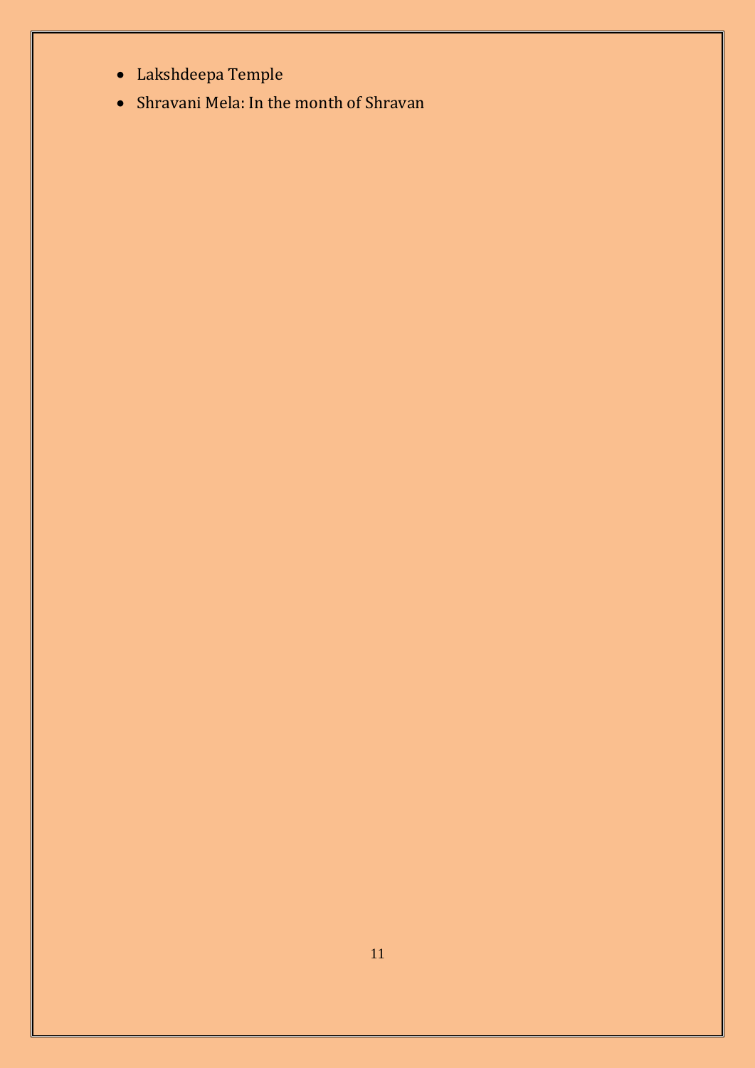- Lakshdeepa Temple
- Shravani Mela: In the month of Shravan